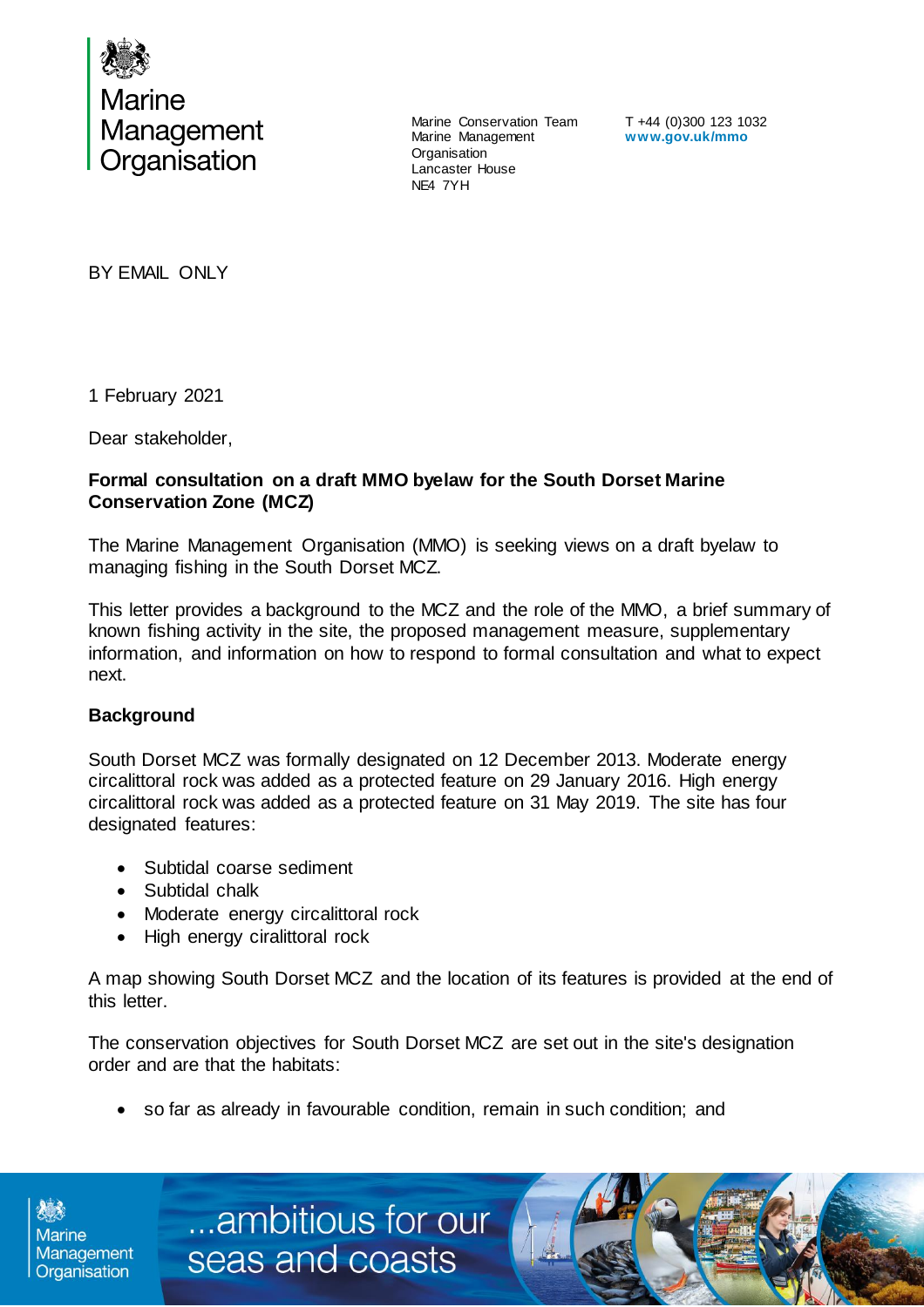Marine Management Organisation

Marine Conservation Team
Marine Management Organisation
Lancaster House
NE4 7YH

T +44 (0)300 123 1032
**www.gov.uk/mmo**

BY EMAIL ONLY

1 February 2021

Dear stakeholder,

**Formal consultation on a draft MMO byelaw for the South Dorset Marine Conservation Zone (MCZ)**

The Marine Management Organisation (MMO) is seeking views on a draft byelaw to managing fishing in the South Dorset MCZ.

This letter provides a background to the MCZ and the role of the MMO, a brief summary of known fishing activity in the site, the proposed management measure, supplementary information, and information on how to respond to formal consultation and what to expect next.

**Background**

South Dorset MCZ was formally designated on 12 December 2013. Moderate energy circalittoral rock was added as a protected feature on 29 January 2016. High energy circalittoral rock was added as a protected feature on 31 May 2019. The site has four designated features:

- Subtidal coarse sediment
- Subtidal chalk
- Moderate energy circalittoral rock
- High energy ciralittoral rock

A map showing South Dorset MCZ and the location of its features is provided at the end of this letter.

The conservation objectives for South Dorset MCZ are set out in the site's designation order and are that the habitats:

- so far as already in favourable condition, remain in such condition; and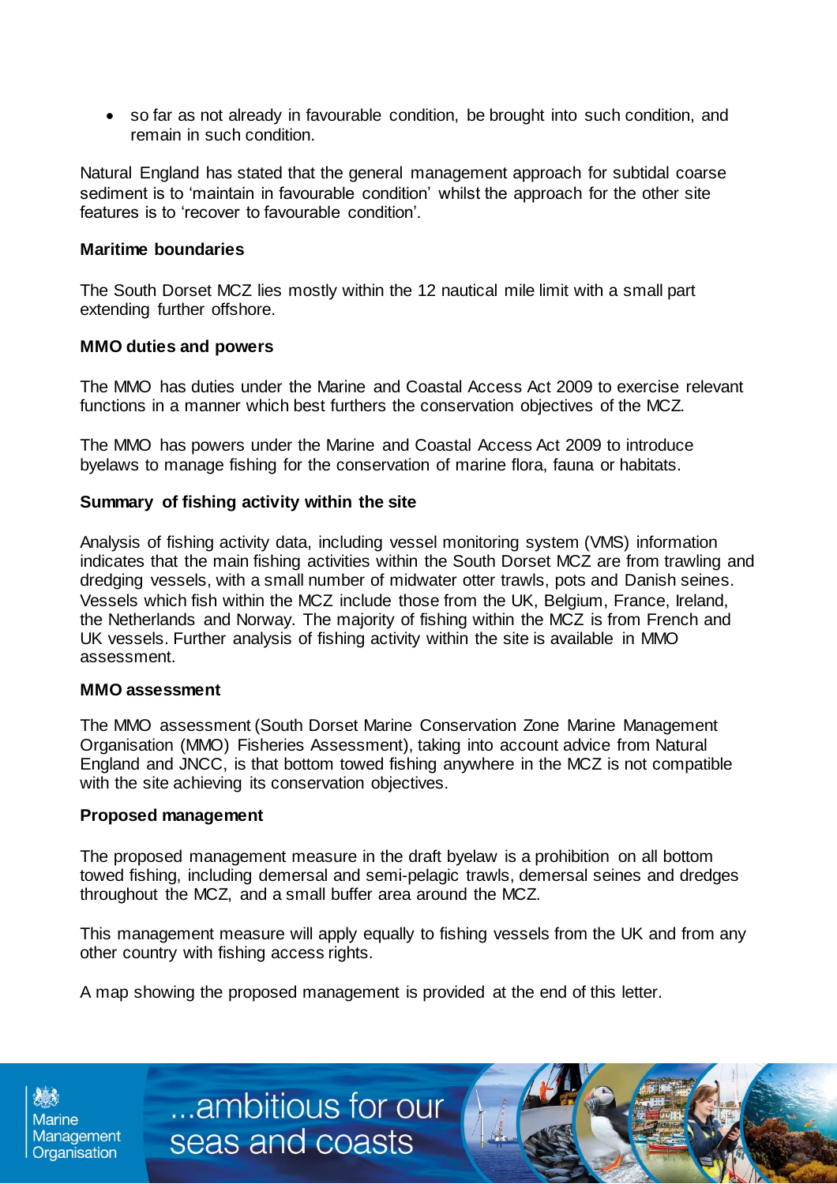- so far as not already in favourable condition, be brought into such condition, and remain in such condition.

Natural England has stated that the general management approach for subtidal coarse sediment is to 'maintain in favourable condition' whilst the approach for the other site features is to 'recover to favourable condition'.

**Maritime boundaries**

The South Dorset MCZ lies mostly within the 12 nautical mile limit with a small part extending further offshore.

**MMO duties and powers**

The MMO has duties under the Marine and Coastal Access Act 2009 to exercise relevant functions in a manner which best furthers the conservation objectives of the MCZ.

The MMO has powers under the Marine and Coastal Access Act 2009 to introduce byelaws to manage fishing for the conservation of marine flora, fauna or habitats.

**Summary of fishing activity within the site**

Analysis of fishing activity data, including vessel monitoring system (VMS) information indicates that the main fishing activities within the South Dorset MCZ are from trawling and dredging vessels, with a small number of midwater otter trawls, pots and Danish seines. Vessels which fish within the MCZ include those from the UK, Belgium, France, Ireland, the Netherlands and Norway. The majority of fishing within the MCZ is from French and UK vessels. Further analysis of fishing activity within the site is available in MMO assessment.

**MMO assessment**

The MMO assessment (South Dorset Marine Conservation Zone Marine Management Organisation (MMO) Fisheries Assessment), taking into account advice from Natural England and JNCC, is that bottom towed fishing anywhere in the MCZ is not compatible with the site achieving its conservation objectives.

**Proposed management**

The proposed management measure in the draft byelaw is a prohibition on all bottom towed fishing, including demersal and semi-pelagic trawls, demersal seines and dredges throughout the MCZ, and a small buffer area around the MCZ.

This management measure will apply equally to fishing vessels from the UK and from any other country with fishing access rights.

A map showing the proposed management is provided at the end of this letter.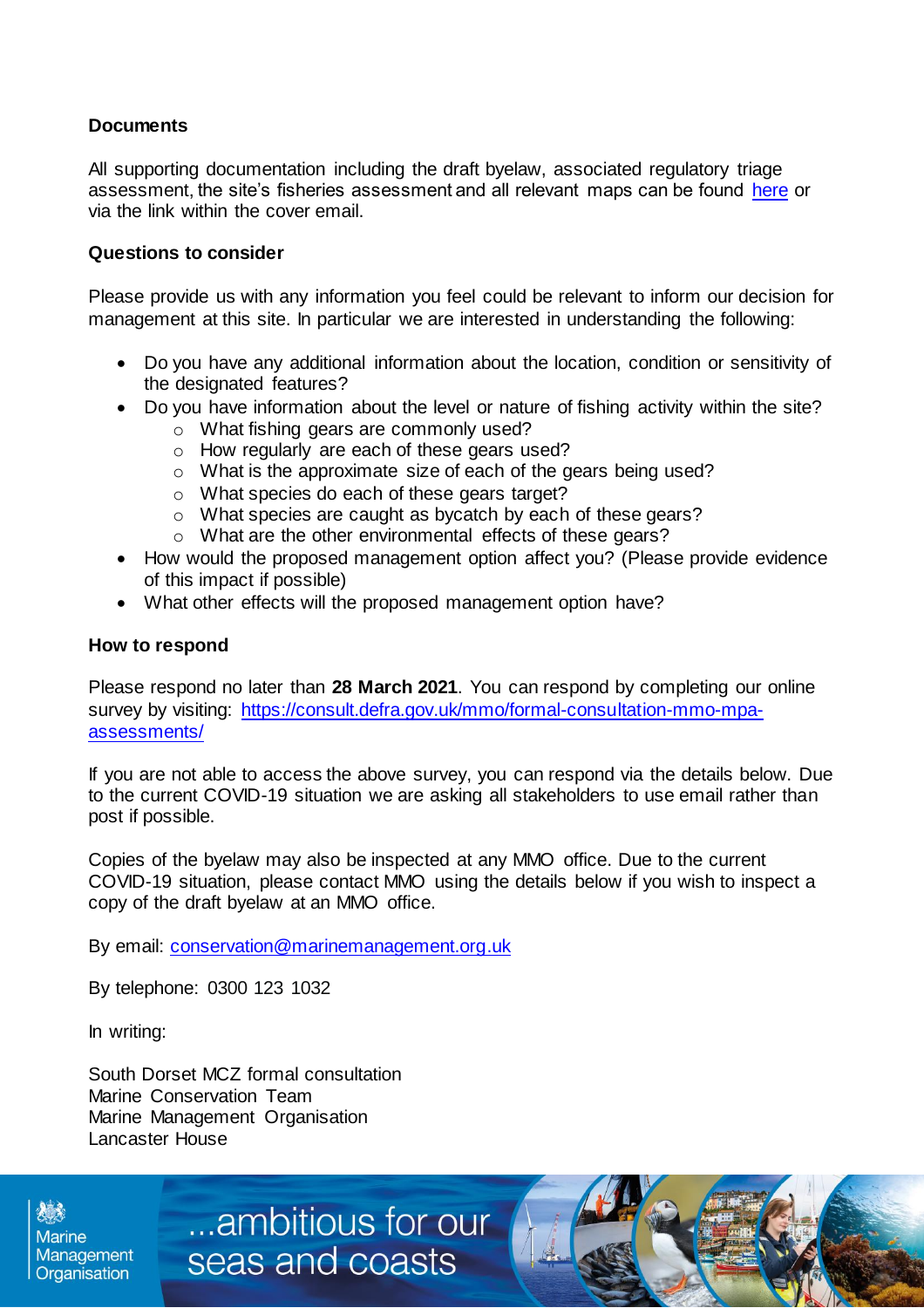**Documents**

All supporting documentation including the draft byelaw, associated regulatory triage assessment, the site's fisheries assessment and all relevant maps can be found here or via the link within the cover email.

**Questions to consider**

Please provide us with any information you feel could be relevant to inform our decision for management at this site. In particular we are interested in understanding the following:

- Do you have any additional information about the location, condition or sensitivity of the designated features?
- Do you have information about the level or nature of fishing activity within the site?
  - What fishing gears are commonly used?
  - How regularly are each of these gears used?
  - What is the approximate size of each of the gears being used?
  - What species do each of these gears target?
  - What species are caught as bycatch by each of these gears?
  - What are the other environmental effects of these gears?
- How would the proposed management option affect you? (Please provide evidence of this impact if possible)
- What other effects will the proposed management option have?

**How to respond**

Please respond no later than **28 March 2021**. You can respond by completing our online survey by visiting: https://consult.defra.gov.uk/mmo/formal-consultation-mmo-mpa-assessments/

If you are not able to access the above survey, you can respond via the details below. Due to the current COVID-19 situation we are asking all stakeholders to use email rather than post if possible.

Copies of the byelaw may also be inspected at any MMO office. Due to the current COVID-19 situation, please contact MMO using the details below if you wish to inspect a copy of the draft byelaw at an MMO office.

By email: conservation@marinemanagement.org.uk

By telephone: 0300 123 1032

In writing:

South Dorset MCZ formal consultation
Marine Conservation Team
Marine Management Organisation
Lancaster House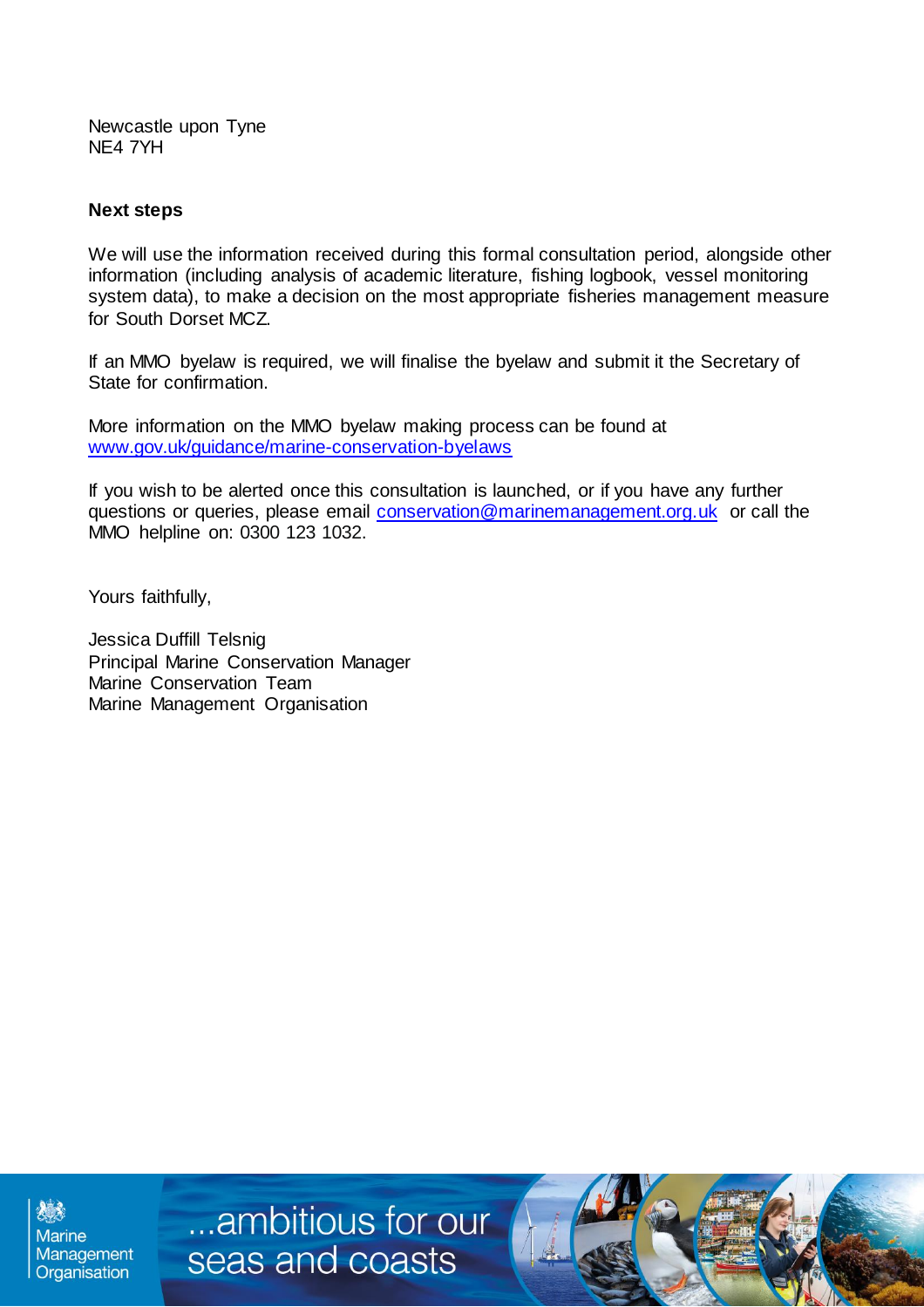Newcastle upon Tyne
NE4 7YH

**Next steps**

We will use the information received during this formal consultation period, alongside other information (including analysis of academic literature, fishing logbook, vessel monitoring system data), to make a decision on the most appropriate fisheries management measure for South Dorset MCZ.

If an MMO byelaw is required, we will finalise the byelaw and submit it the Secretary of State for confirmation.

More information on the MMO byelaw making process can be found at [www.gov.uk/guidance/marine-conservation-byelaws](www.gov.uk/guidance/marine-conservation-byelaws)

If you wish to be alerted once this consultation is launched, or if you have any further questions or queries, please email [conservation@marinemanagement.org.uk](mailto:conservation@marinemanagement.org.uk) or call the MMO helpline on: 0300 123 1032.

Yours faithfully,

Jessica Duffill Telsnig
Principal Marine Conservation Manager
Marine Conservation Team
Marine Management Organisation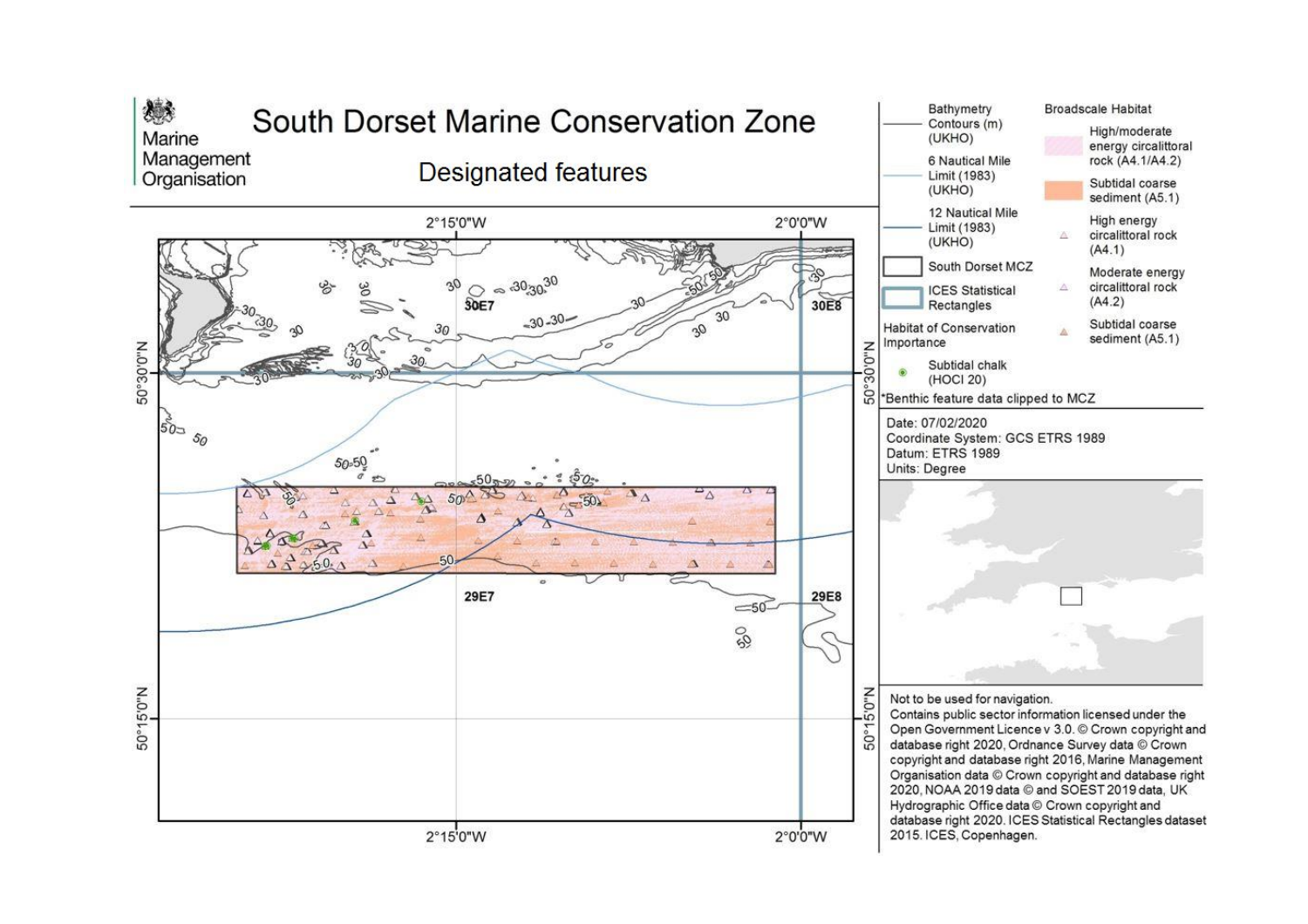Marine Management Organisation

# South Dorset Marine Conservation Zone

## Designated features

2°15'0"W 2°0'0"W

50°30'0"N

50°15'0"N

30E7 30E8 29E7 29E8

Bathymetry Contours (m) (UKHO)

6 Nautical Mile Limit (1983) (UKHO)

12 Nautical Mile Limit (1983) (UKHO)

South Dorset MCZ

ICES Statistical Rectangles

Habitat of Conservation Importance

- Subtidal chalk (HOCI 20)

Broadscale Habitat

- High/moderate energy circalittoral rock (A4.1/A4.2)
- Subtidal coarse sediment (A5.1)
- High energy circalittoral rock (A4.1)
- Moderate energy circalittoral rock (A4.2)
- Subtidal coarse sediment (A5.1)

*Benthic feature data clipped to MCZ

Date: 07/02/2020
Coordinate System: GCS ETRS 1989
Datum: ETRS 1989
Units: Degree

Not to be used for navigation.
Contains public sector information licensed under the Open Government Licence v 3.0. © Crown copyright and database right 2020, Ordnance Survey data © Crown copyright and database right 2016, Marine Management Organisation data © Crown copyright and database right 2020, NOAA 2019 data © and SOEST 2019 data, UK Hydrographic Office data © Crown copyright and database right 2020. ICES Statistical Rectangles dataset 2015. ICES, Copenhagen.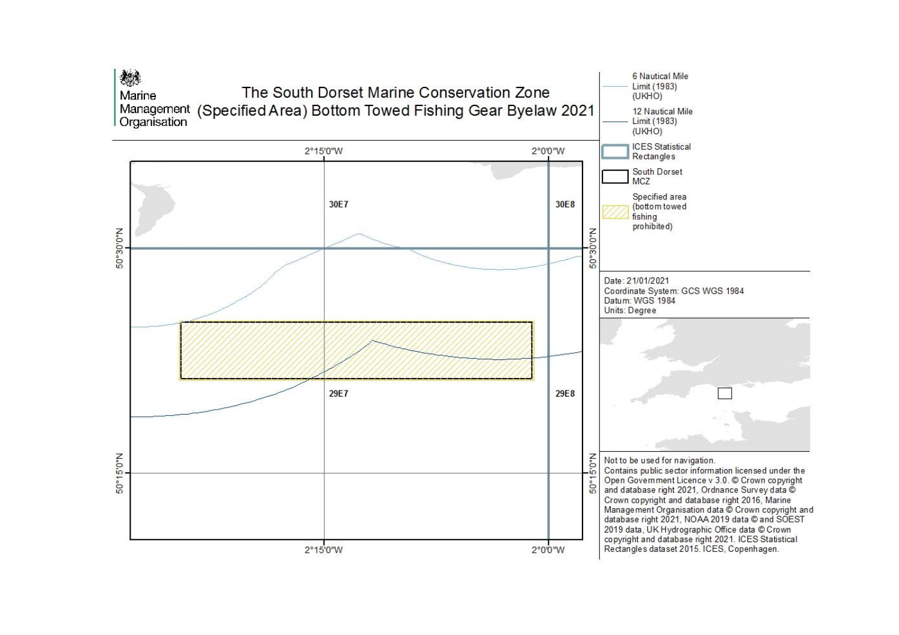Marine Management Organisation

# The South Dorset Marine Conservation Zone (Specified Area) Bottom Towed Fishing Gear Byelaw 2021

2°15'0"W

2°0'0"W

50°30'0"N

50°15'0"N

30E7

30E8

29E7

29E8

6 Nautical Mile Limit (1983) (UKHO)

12 Nautical Mile Limit (1983) (UKHO)

ICES Statistical Rectangles

South Dorset MCZ

Specified area (bottom towed fishing prohibited)

Date: 21/01/2021
Coordinate System: GCS WGS 1984
Datum: WGS 1984
Units: Degree

Not to be used for navigation.
Contains public sector information licensed under the Open Government Licence v 3.0. © Crown copyright and database right 2021, Ordnance Survey data © Crown copyright and database right 2016, Marine Management Organisation data © Crown copyright and database right 2021, NOAA 2019 data © and SOEST 2019 data, UK Hydrographic Office data © Crown copyright and database right 2021. ICES Statistical Rectangles dataset 2015. ICES, Copenhagen.